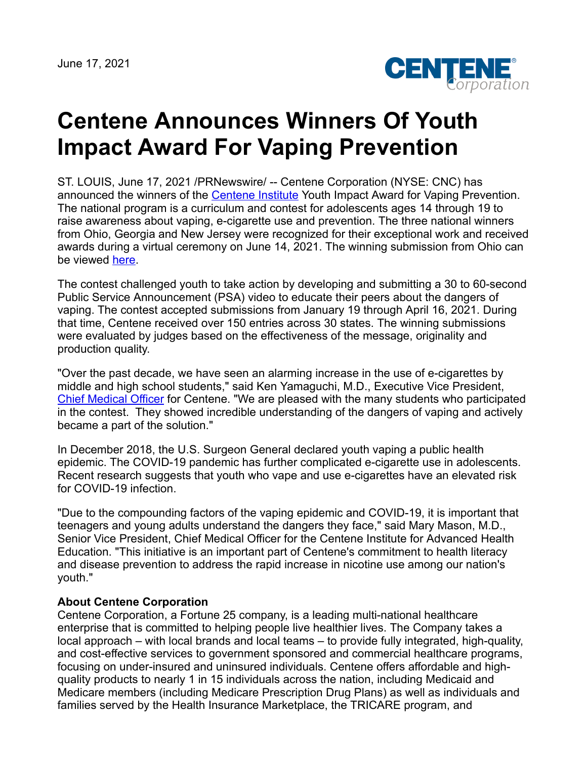June 17, 2021

# Centene Announces Winners Of Youth Impact Award For Vaping Prevention

ST. LOUIS, June 17, 2021 /PRNewswire/ -- Centene Corporation (NYSE: CNC) has announced the winners of the Centene Institute Youth Impact Award for Vaping Prevention. The national program is a curriculum and contest for adolescents ages 14 through 19 to raise awareness about vaping, e-cigarette use and prevention. The three national winners from Ohio, Georgia and New Jersey were recognized for their exceptional work and received awards during a virtual ceremony on June 14, 2021. The winning submission from Ohio can be viewed here.

The contest challenged youth to take action by developing and submitting a 30 to 60-second Public Service Announcement (PSA) video to educate their peers about the dangers of vaping. The contest accepted submissions from January 19 through April 16, 2021. During that time, Centene received over 150 entries across 30 states. The winning submissions were evaluated by judges based on the effectiveness of the message, originality and production quality.

"Over the past decade, we have seen an alarming increase in the use of e-cigarettes by middle and high school students," said Ken Yamaguchi, M.D., Executive Vice President, Chief Medical Officer for Centene. "We are pleased with the many students who participated in the contest. They showed incredible understanding of the dangers of vaping and actively became a part of the solution."

In December 2018, the U.S. Surgeon General declared youth vaping a public health epidemic. The COVID-19 pandemic has further complicated e-cigarette use in adolescents. Recent research suggests that youth who vape and use e-cigarettes have an elevated risk for COVID-19 infection.

"Due to the compounding factors of the vaping epidemic and COVID-19, it is important that teenagers and young adults understand the dangers they face," said Mary Mason, M.D., Senior Vice President, Chief Medical Officer for the Centene Institute for Advanced Health Education. "This initiative is an important part of Centene's commitment to health literacy and disease prevention to address the rapid increase in nicotine use among our nation's youth."

**About Centene Corporation**

Centene Corporation, a Fortune 25 company, is a leading multi-national healthcare enterprise that is committed to helping people live healthier lives. The Company takes a local approach – with local brands and local teams – to provide fully integrated, high-quality, and cost-effective services to government sponsored and commercial healthcare programs, focusing on under-insured and uninsured individuals. Centene offers affordable and high-quality products to nearly 1 in 15 individuals across the nation, including Medicaid and Medicare members (including Medicare Prescription Drug Plans) as well as individuals and families served by the Health Insurance Marketplace, the TRICARE program, and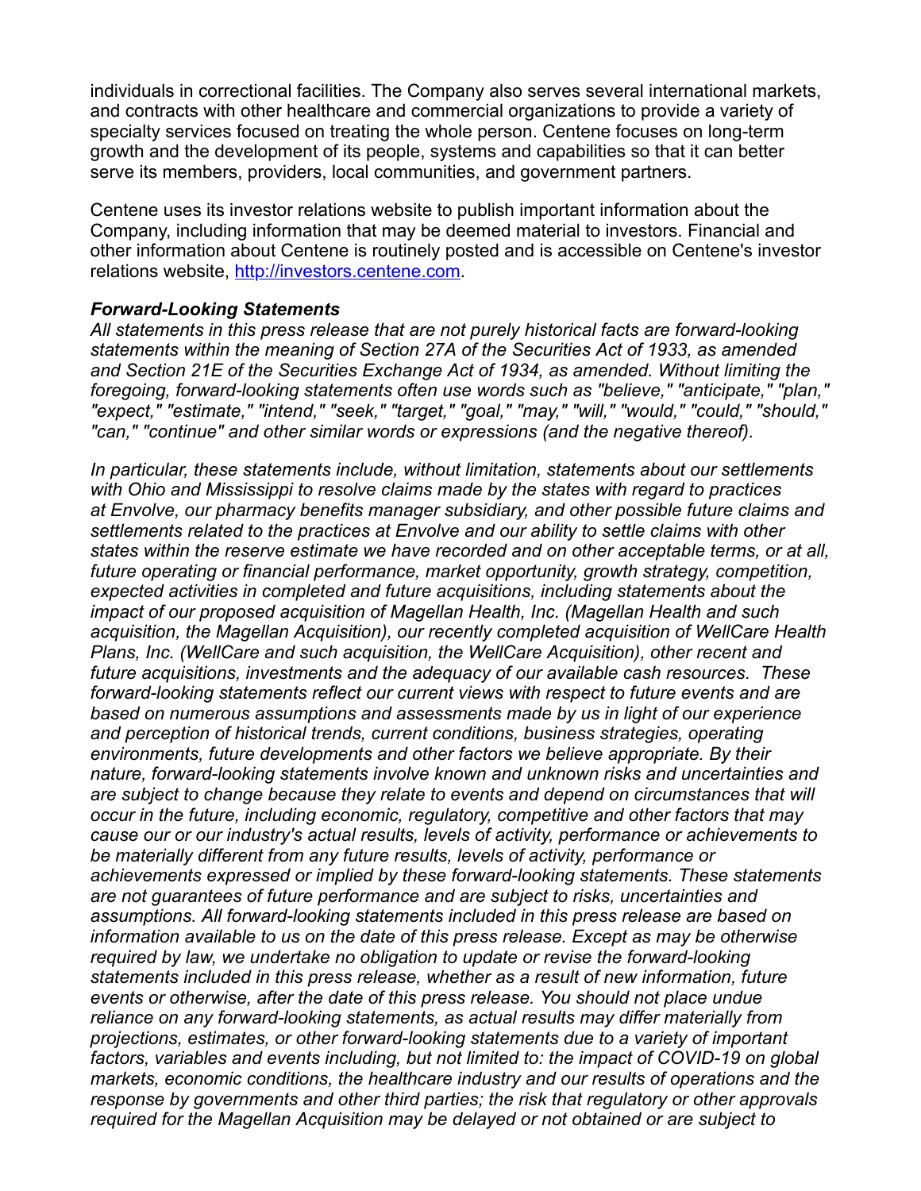individuals in correctional facilities. The Company also serves several international markets, and contracts with other healthcare and commercial organizations to provide a variety of specialty services focused on treating the whole person. Centene focuses on long-term growth and the development of its people, systems and capabilities so that it can better serve its members, providers, local communities, and government partners.

Centene uses its investor relations website to publish important information about the Company, including information that may be deemed material to investors. Financial and other information about Centene is routinely posted and is accessible on Centene's investor relations website, [http://investors.centene.com](http://investors.centene.com).

***Forward-Looking Statements***

*All statements in this press release that are not purely historical facts are forward-looking statements within the meaning of Section 27A of the Securities Act of 1933, as amended and Section 21E of the Securities Exchange Act of 1934, as amended. Without limiting the foregoing, forward-looking statements often use words such as "believe," "anticipate," "plan," "expect," "estimate," "intend," "seek," "target," "goal," "may," "will," "would," "could," "should," "can," "continue" and other similar words or expressions (and the negative thereof).*

*In particular, these statements include, without limitation, statements about our settlements with Ohio and Mississippi to resolve claims made by the states with regard to practices at Envolve, our pharmacy benefits manager subsidiary, and other possible future claims and settlements related to the practices at Envolve and our ability to settle claims with other states within the reserve estimate we have recorded and on other acceptable terms, or at all, future operating or financial performance, market opportunity, growth strategy, competition, expected activities in completed and future acquisitions, including statements about the impact of our proposed acquisition of Magellan Health, Inc. (Magellan Health and such acquisition, the Magellan Acquisition), our recently completed acquisition of WellCare Health Plans, Inc. (WellCare and such acquisition, the WellCare Acquisition), other recent and future acquisitions, investments and the adequacy of our available cash resources. These forward-looking statements reflect our current views with respect to future events and are based on numerous assumptions and assessments made by us in light of our experience and perception of historical trends, current conditions, business strategies, operating environments, future developments and other factors we believe appropriate. By their nature, forward-looking statements involve known and unknown risks and uncertainties and are subject to change because they relate to events and depend on circumstances that will occur in the future, including economic, regulatory, competitive and other factors that may cause our or our industry's actual results, levels of activity, performance or achievements to be materially different from any future results, levels of activity, performance or achievements expressed or implied by these forward-looking statements. These statements are not guarantees of future performance and are subject to risks, uncertainties and assumptions. All forward-looking statements included in this press release are based on information available to us on the date of this press release. Except as may be otherwise required by law, we undertake no obligation to update or revise the forward-looking statements included in this press release, whether as a result of new information, future events or otherwise, after the date of this press release. You should not place undue reliance on any forward-looking statements, as actual results may differ materially from projections, estimates, or other forward-looking statements due to a variety of important factors, variables and events including, but not limited to: the impact of COVID-19 on global markets, economic conditions, the healthcare industry and our results of operations and the response by governments and other third parties; the risk that regulatory or other approvals required for the Magellan Acquisition may be delayed or not obtained or are subject to*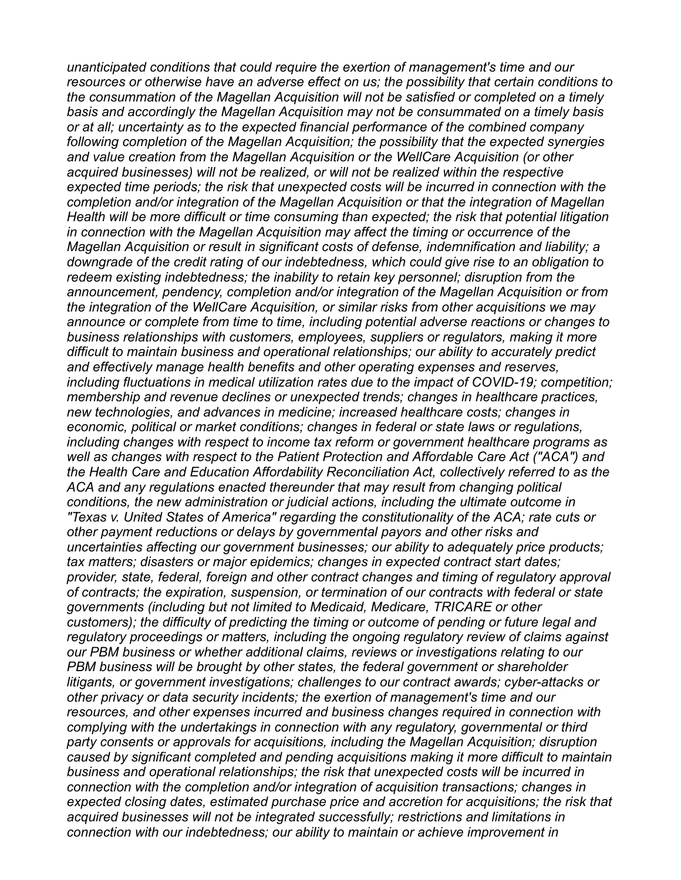*unanticipated conditions that could require the exertion of management's time and our resources or otherwise have an adverse effect on us; the possibility that certain conditions to the consummation of the Magellan Acquisition will not be satisfied or completed on a timely basis and accordingly the Magellan Acquisition may not be consummated on a timely basis or at all; uncertainty as to the expected financial performance of the combined company following completion of the Magellan Acquisition; the possibility that the expected synergies and value creation from the Magellan Acquisition or the WellCare Acquisition (or other acquired businesses) will not be realized, or will not be realized within the respective expected time periods; the risk that unexpected costs will be incurred in connection with the completion and/or integration of the Magellan Acquisition or that the integration of Magellan Health will be more difficult or time consuming than expected; the risk that potential litigation in connection with the Magellan Acquisition may affect the timing or occurrence of the Magellan Acquisition or result in significant costs of defense, indemnification and liability; a downgrade of the credit rating of our indebtedness, which could give rise to an obligation to redeem existing indebtedness; the inability to retain key personnel; disruption from the announcement, pendency, completion and/or integration of the Magellan Acquisition or from the integration of the WellCare Acquisition, or similar risks from other acquisitions we may announce or complete from time to time, including potential adverse reactions or changes to business relationships with customers, employees, suppliers or regulators, making it more difficult to maintain business and operational relationships; our ability to accurately predict and effectively manage health benefits and other operating expenses and reserves, including fluctuations in medical utilization rates due to the impact of COVID-19; competition; membership and revenue declines or unexpected trends; changes in healthcare practices, new technologies, and advances in medicine; increased healthcare costs; changes in economic, political or market conditions; changes in federal or state laws or regulations, including changes with respect to income tax reform or government healthcare programs as well as changes with respect to the Patient Protection and Affordable Care Act ("ACA") and the Health Care and Education Affordability Reconciliation Act, collectively referred to as the ACA and any regulations enacted thereunder that may result from changing political conditions, the new administration or judicial actions, including the ultimate outcome in "Texas v. United States of America" regarding the constitutionality of the ACA; rate cuts or other payment reductions or delays by governmental payors and other risks and uncertainties affecting our government businesses; our ability to adequately price products; tax matters; disasters or major epidemics; changes in expected contract start dates; provider, state, federal, foreign and other contract changes and timing of regulatory approval of contracts; the expiration, suspension, or termination of our contracts with federal or state governments (including but not limited to Medicaid, Medicare, TRICARE or other customers); the difficulty of predicting the timing or outcome of pending or future legal and regulatory proceedings or matters, including the ongoing regulatory review of claims against our PBM business or whether additional claims, reviews or investigations relating to our PBM business will be brought by other states, the federal government or shareholder litigants, or government investigations; challenges to our contract awards; cyber-attacks or other privacy or data security incidents; the exertion of management's time and our resources, and other expenses incurred and business changes required in connection with complying with the undertakings in connection with any regulatory, governmental or third party consents or approvals for acquisitions, including the Magellan Acquisition; disruption caused by significant completed and pending acquisitions making it more difficult to maintain business and operational relationships; the risk that unexpected costs will be incurred in connection with the completion and/or integration of acquisition transactions; changes in expected closing dates, estimated purchase price and accretion for acquisitions; the risk that acquired businesses will not be integrated successfully; restrictions and limitations in connection with our indebtedness; our ability to maintain or achieve improvement in*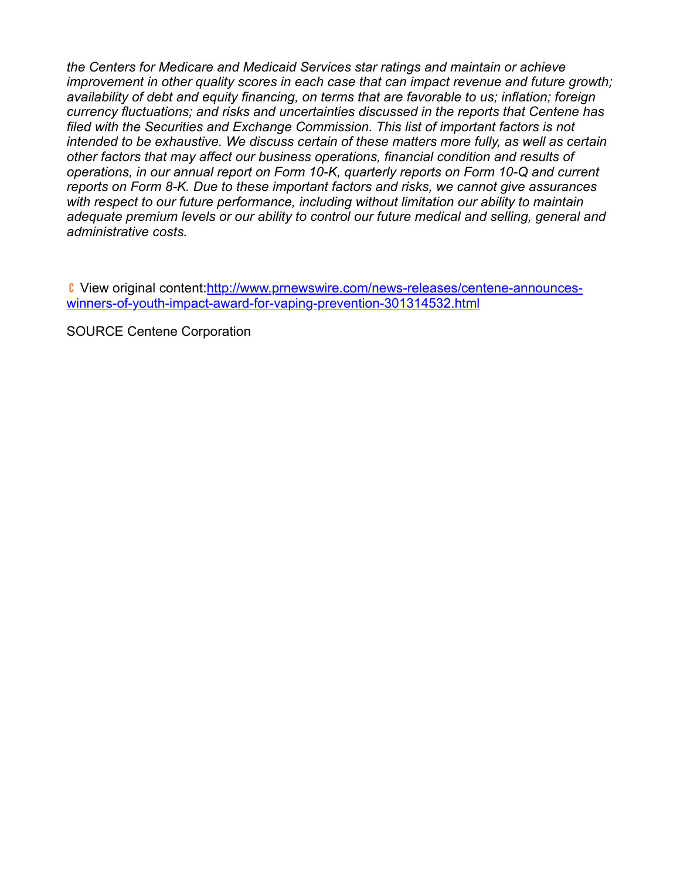*the Centers for Medicare and Medicaid Services star ratings and maintain or achieve improvement in other quality scores in each case that can impact revenue and future growth; availability of debt and equity financing, on terms that are favorable to us; inflation; foreign currency fluctuations; and risks and uncertainties discussed in the reports that Centene has filed with the Securities and Exchange Commission. This list of important factors is not intended to be exhaustive. We discuss certain of these matters more fully, as well as certain other factors that may affect our business operations, financial condition and results of operations, in our annual report on Form 10-K, quarterly reports on Form 10-Q and current reports on Form 8-K. Due to these important factors and risks, we cannot give assurances with respect to our future performance, including without limitation our ability to maintain adequate premium levels or our ability to control our future medical and selling, general and administrative costs.*

View original content:[http://www.prnewswire.com/news-releases/centene-announces-winners-of-youth-impact-award-for-vaping-prevention-301314532.html](http://www.prnewswire.com/news-releases/centene-announces-winners-of-youth-impact-award-for-vaping-prevention-301314532.html)

SOURCE Centene Corporation